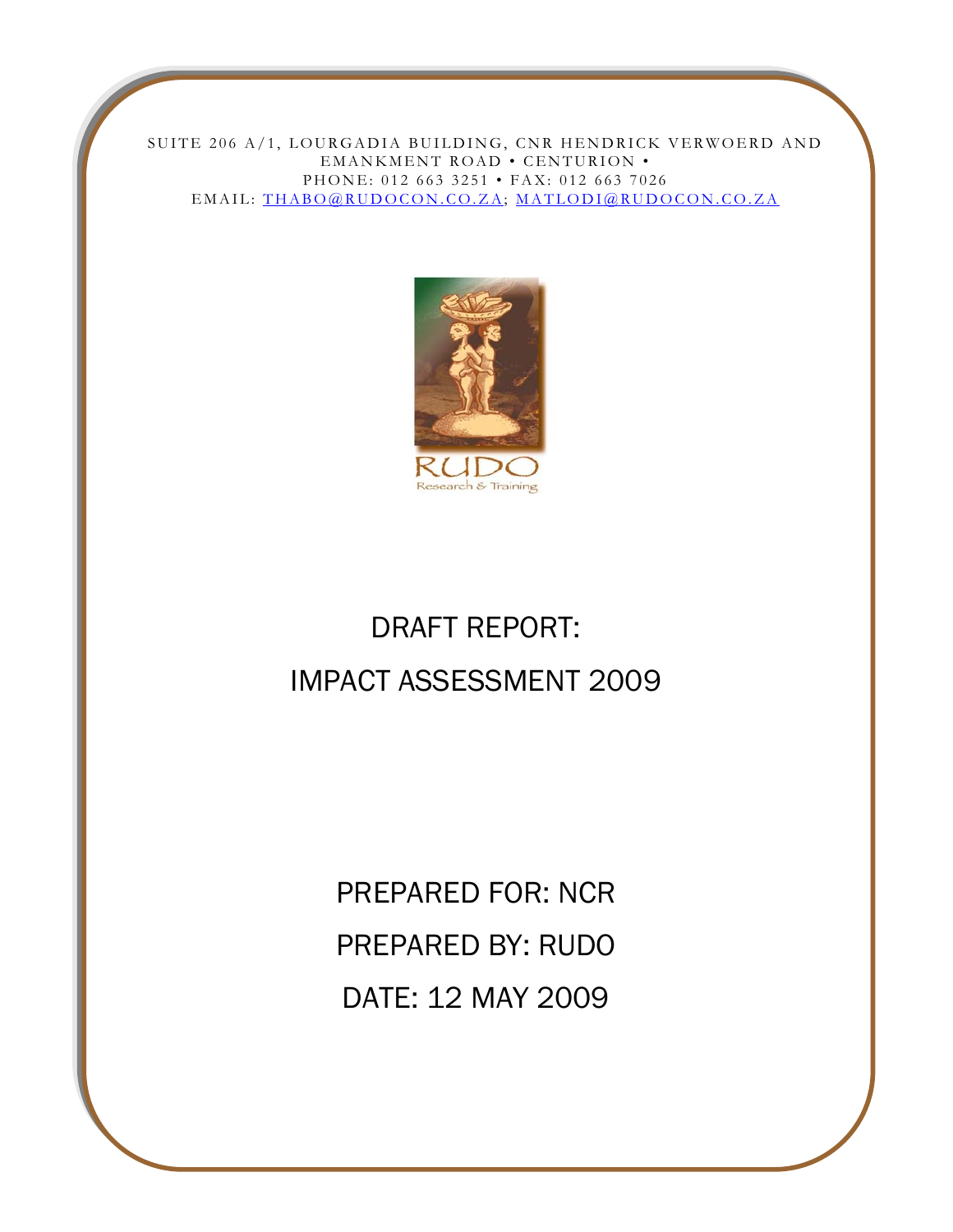SUITE 206 A/1, LOURGADIA BUILDING, CNR HENDRICK VERWOERD AND EMANKMENT ROAD • CENTURION •
PHONE: 012 663 3251 • FAX: 012 663 7026
EMAIL: THABO@RUDOCON.CO.ZA; MATLODI@RUDOCON.CO.ZA

RUDO
Research & Training

# DRAFT REPORT:
# IMPACT ASSESSMENT 2009

PREPARED FOR: NCR

PREPARED BY: RUDO

DATE: 12 MAY 2009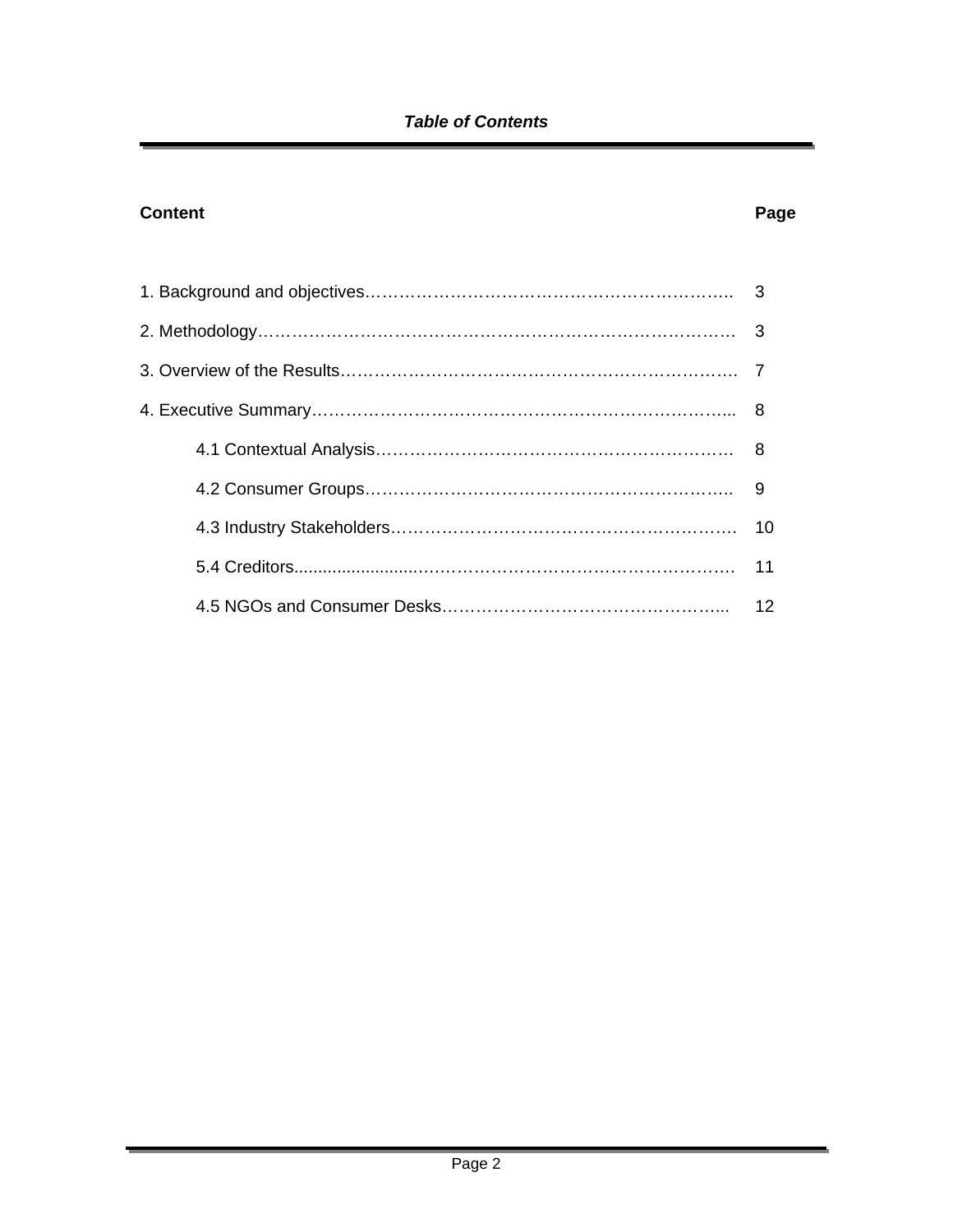***Table of Contents***

| Content | Page |
|---|---|
| 1. Background and objectives | 3 |
| 2. Methodology | 3 |
| 3. Overview of the Results | 7 |
| 4. Executive Summary | 8 |
| 4.1 Contextual Analysis | 8 |
| 4.2 Consumer Groups | 9 |
| 4.3 Industry Stakeholders | 10 |
| 5.4 Creditors | 11 |
| 4.5 NGOs and Consumer Desks | 12 |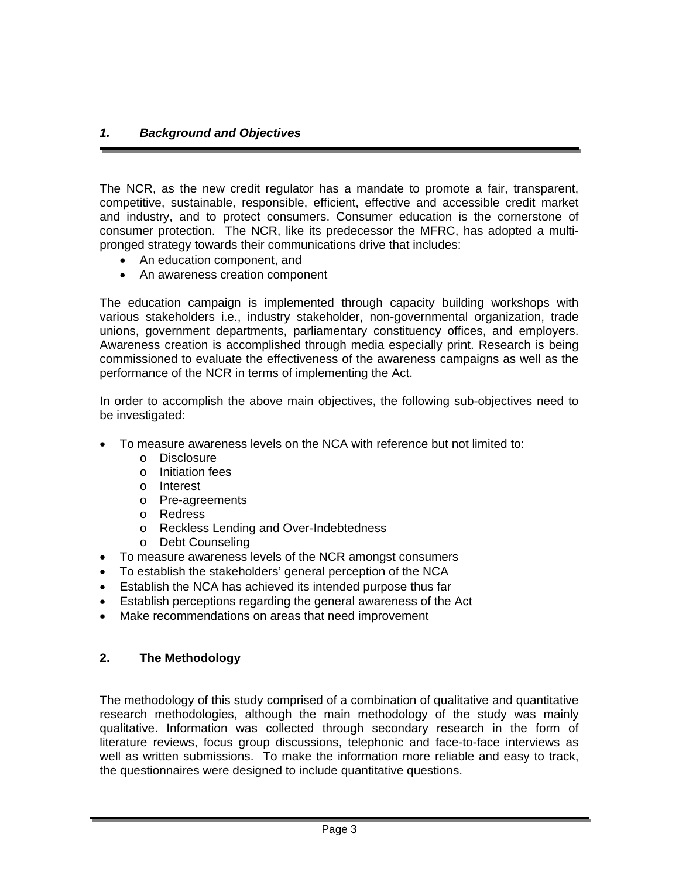## *1. Background and Objectives*

The NCR, as the new credit regulator has a mandate to promote a fair, transparent, competitive, sustainable, responsible, efficient, effective and accessible credit market and industry, and to protect consumers. Consumer education is the cornerstone of consumer protection. The NCR, like its predecessor the MFRC, has adopted a multi-pronged strategy towards their communications drive that includes:

- An education component, and
- An awareness creation component

The education campaign is implemented through capacity building workshops with various stakeholders i.e., industry stakeholder, non-governmental organization, trade unions, government departments, parliamentary constituency offices, and employers. Awareness creation is accomplished through media especially print. Research is being commissioned to evaluate the effectiveness of the awareness campaigns as well as the performance of the NCR in terms of implementing the Act.

In order to accomplish the above main objectives, the following sub-objectives need to be investigated:

- To measure awareness levels on the NCA with reference but not limited to:
  - Disclosure
  - Initiation fees
  - Interest
  - Pre-agreements
  - Redress
  - Reckless Lending and Over-Indebtedness
  - Debt Counseling
- To measure awareness levels of the NCR amongst consumers
- To establish the stakeholders' general perception of the NCA
- Establish the NCA has achieved its intended purpose thus far
- Establish perceptions regarding the general awareness of the Act
- Make recommendations on areas that need improvement

## 2. The Methodology

The methodology of this study comprised of a combination of qualitative and quantitative research methodologies, although the main methodology of the study was mainly qualitative. Information was collected through secondary research in the form of literature reviews, focus group discussions, telephonic and face-to-face interviews as well as written submissions. To make the information more reliable and easy to track, the questionnaires were designed to include quantitative questions.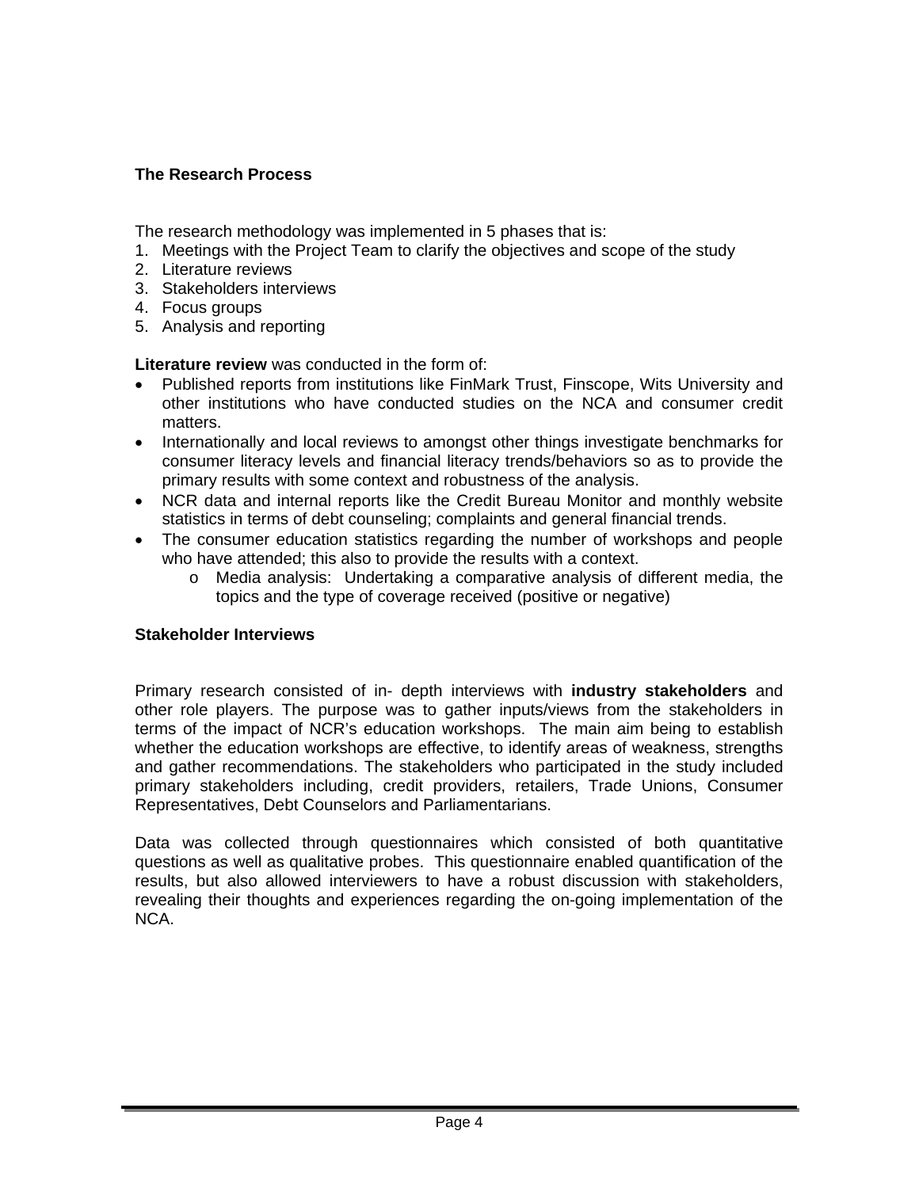**The Research Process**

The research methodology was implemented in 5 phases that is:

1. Meetings with the Project Team to clarify the objectives and scope of the study
2. Literature reviews
3. Stakeholders interviews
4. Focus groups
5. Analysis and reporting

**Literature review** was conducted in the form of:

- Published reports from institutions like FinMark Trust, Finscope, Wits University and other institutions who have conducted studies on the NCA and consumer credit matters.
- Internationally and local reviews to amongst other things investigate benchmarks for consumer literacy levels and financial literacy trends/behaviors so as to provide the primary results with some context and robustness of the analysis.
- NCR data and internal reports like the Credit Bureau Monitor and monthly website statistics in terms of debt counseling; complaints and general financial trends.
- The consumer education statistics regarding the number of workshops and people who have attended; this also to provide the results with a context.
  - Media analysis: Undertaking a comparative analysis of different media, the topics and the type of coverage received (positive or negative)

**Stakeholder Interviews**

Primary research consisted of in- depth interviews with **industry stakeholders** and other role players. The purpose was to gather inputs/views from the stakeholders in terms of the impact of NCR's education workshops. The main aim being to establish whether the education workshops are effective, to identify areas of weakness, strengths and gather recommendations. The stakeholders who participated in the study included primary stakeholders including, credit providers, retailers, Trade Unions, Consumer Representatives, Debt Counselors and Parliamentarians.

Data was collected through questionnaires which consisted of both quantitative questions as well as qualitative probes. This questionnaire enabled quantification of the results, but also allowed interviewers to have a robust discussion with stakeholders, revealing their thoughts and experiences regarding the on-going implementation of the NCA.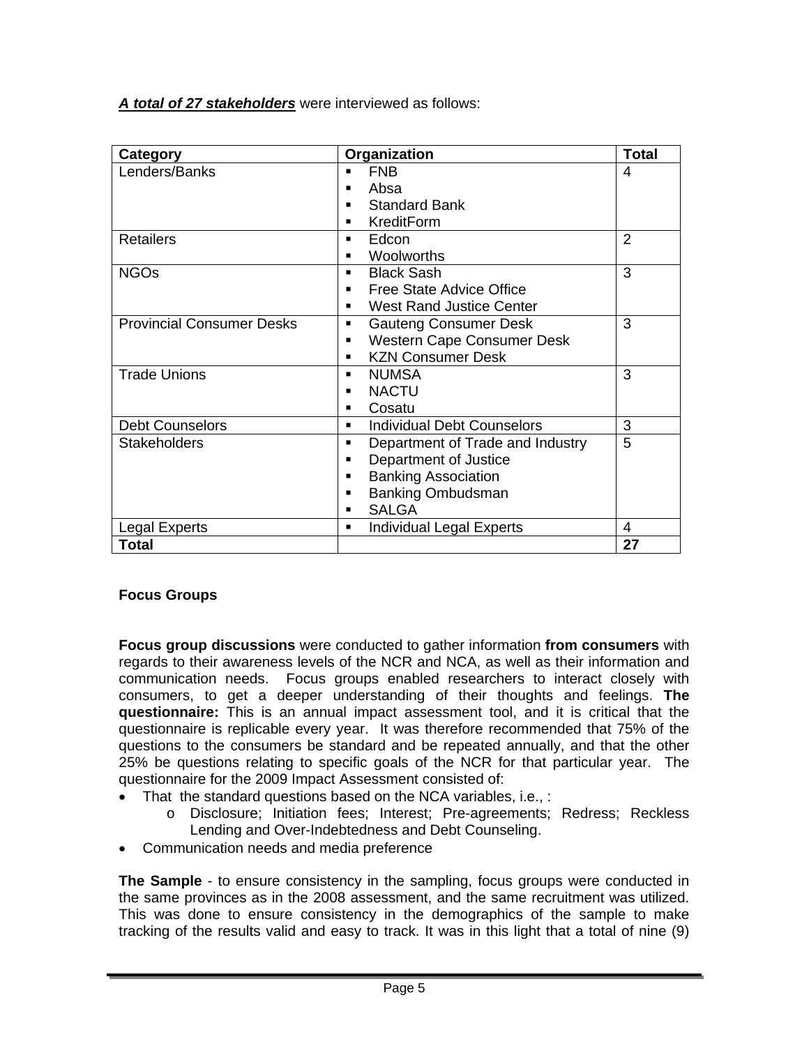***A total of 27 stakeholders*** were interviewed as follows:

| Category | Organization | Total |
|---|---|---|
| Lenders/Banks | ▪ FNB<br>▪ Absa<br>▪ Standard Bank<br>▪ KreditForm | 4 |
| Retailers | ▪ Edcon<br>▪ Woolworths | 2 |
| NGOs | ▪ Black Sash<br>▪ Free State Advice Office<br>▪ West Rand Justice Center | 3 |
| Provincial Consumer Desks | ▪ Gauteng Consumer Desk<br>▪ Western Cape Consumer Desk<br>▪ KZN Consumer Desk | 3 |
| Trade Unions | ▪ NUMSA<br>▪ NACTU<br>▪ Cosatu | 3 |
| Debt Counselors | ▪ Individual Debt Counselors | 3 |
| Stakeholders | ▪ Department of Trade and Industry<br>▪ Department of Justice<br>▪ Banking Association<br>▪ Banking Ombudsman<br>▪ SALGA | 5 |
| Legal Experts | ▪ Individual Legal Experts | 4 |
| **Total** | | **27** |

**Focus Groups**

**Focus group discussions** were conducted to gather information **from consumers** with regards to their awareness levels of the NCR and NCA, as well as their information and communication needs. Focus groups enabled researchers to interact closely with consumers, to get a deeper understanding of their thoughts and feelings. **The questionnaire:** This is an annual impact assessment tool, and it is critical that the questionnaire is replicable every year. It was therefore recommended that 75% of the questions to the consumers be standard and be repeated annually, and that the other 25% be questions relating to specific goals of the NCR for that particular year. The questionnaire for the 2009 Impact Assessment consisted of:

- That the standard questions based on the NCA variables, i.e., :
  - Disclosure; Initiation fees; Interest; Pre-agreements; Redress; Reckless Lending and Over-Indebtedness and Debt Counseling.
- Communication needs and media preference

**The Sample** - to ensure consistency in the sampling, focus groups were conducted in the same provinces as in the 2008 assessment, and the same recruitment was utilized. This was done to ensure consistency in the demographics of the sample to make tracking of the results valid and easy to track. It was in this light that a total of nine (9)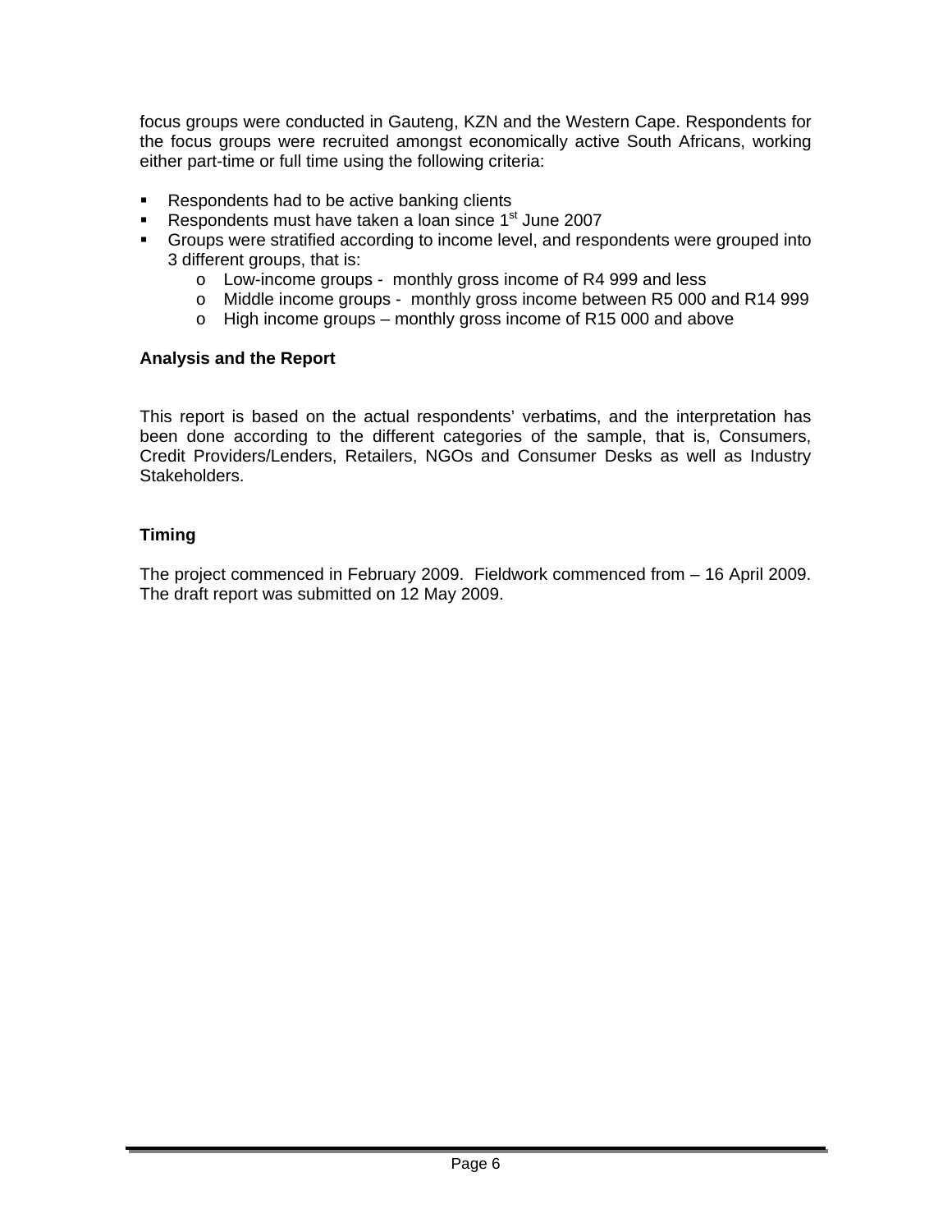focus groups were conducted in Gauteng, KZN and the Western Cape. Respondents for the focus groups were recruited amongst economically active South Africans, working either part-time or full time using the following criteria:

- Respondents had to be active banking clients
- Respondents must have taken a loan since 1st June 2007
- Groups were stratified according to income level, and respondents were grouped into 3 different groups, that is:
  - Low-income groups - monthly gross income of R4 999 and less
  - Middle income groups - monthly gross income between R5 000 and R14 999
  - High income groups – monthly gross income of R15 000 and above

**Analysis and the Report**

This report is based on the actual respondents' verbatims, and the interpretation has been done according to the different categories of the sample, that is, Consumers, Credit Providers/Lenders, Retailers, NGOs and Consumer Desks as well as Industry Stakeholders.

**Timing**

The project commenced in February 2009. Fieldwork commenced from – 16 April 2009. The draft report was submitted on 12 May 2009.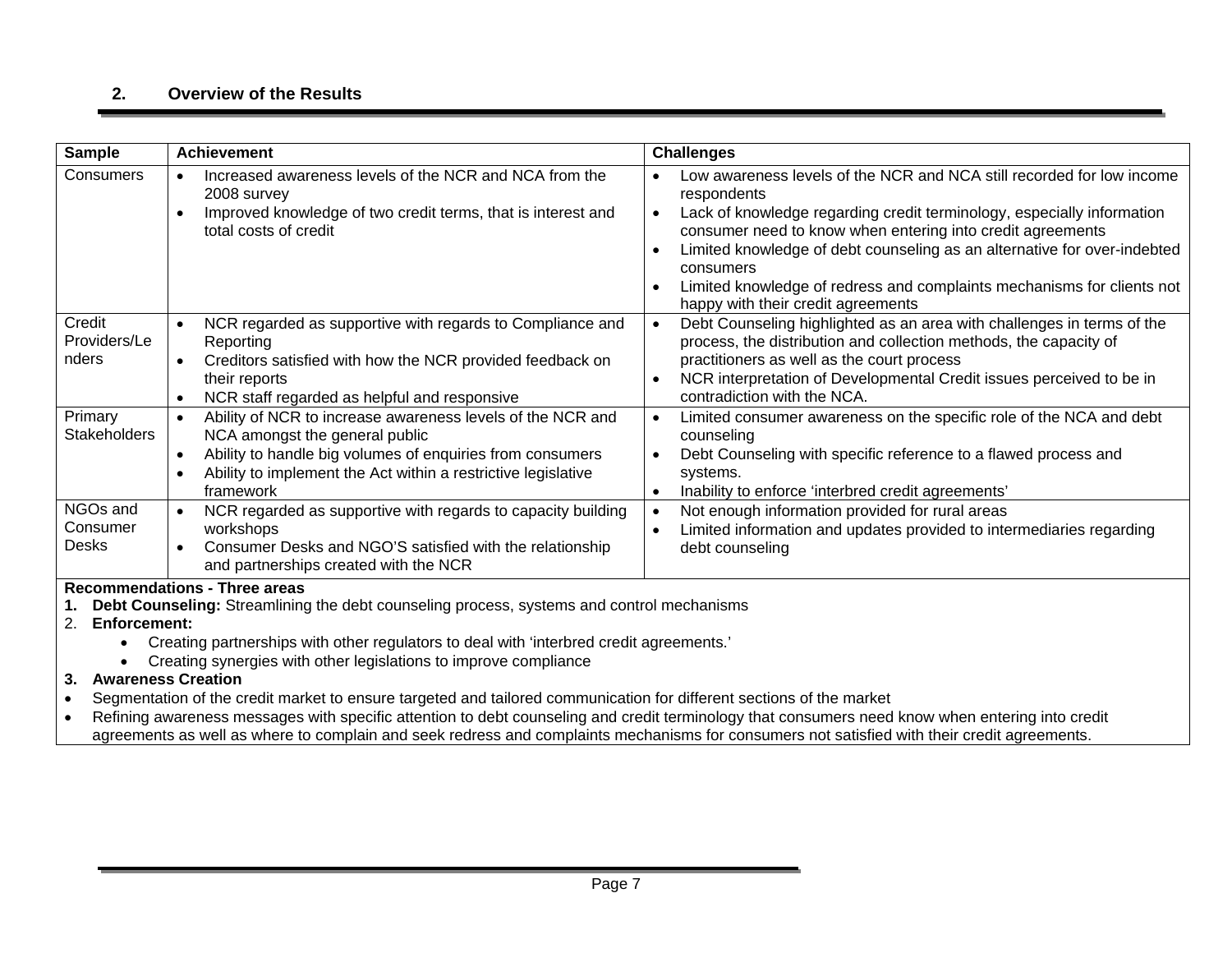## 2. Overview of the Results

| Sample | Achievement | Challenges |
|---|---|---|
| Consumers | • Increased awareness levels of the NCR and NCA from the 2008 survey<br>• Improved knowledge of two credit terms, that is interest and total costs of credit | • Low awareness levels of the NCR and NCA still recorded for low income respondents<br>• Lack of knowledge regarding credit terminology, especially information consumer need to know when entering into credit agreements<br>• Limited knowledge of debt counseling as an alternative for over-indebted consumers<br>• Limited knowledge of redress and complaints mechanisms for clients not happy with their credit agreements |
| Credit Providers/Lenders | • NCR regarded as supportive with regards to Compliance and Reporting<br>• Creditors satisfied with how the NCR provided feedback on their reports<br>• NCR staff regarded as helpful and responsive | • Debt Counseling highlighted as an area with challenges in terms of the process, the distribution and collection methods, the capacity of practitioners as well as the court process<br>• NCR interpretation of Developmental Credit issues perceived to be in contradiction with the NCA. |
| Primary Stakeholders | • Ability of NCR to increase awareness levels of the NCR and NCA amongst the general public<br>• Ability to handle big volumes of enquiries from consumers<br>• Ability to implement the Act within a restrictive legislative framework | • Limited consumer awareness on the specific role of the NCA and debt counseling<br>• Debt Counseling with specific reference to a flawed process and systems.<br>• Inability to enforce 'interbred credit agreements' |
| NGOs and Consumer Desks | • NCR regarded as supportive with regards to capacity building workshops<br>• Consumer Desks and NGO'S satisfied with the relationship and partnerships created with the NCR | • Not enough information provided for rural areas<br>• Limited information and updates provided to intermediaries regarding debt counseling |

**Recommendations - Three areas**

1. **Debt Counseling:** Streamlining the debt counseling process, systems and control mechanisms
2. **Enforcement:**
   - Creating partnerships with other regulators to deal with 'interbred credit agreements.'
   - Creating synergies with other legislations to improve compliance
3. **Awareness Creation**

- Segmentation of the credit market to ensure targeted and tailored communication for different sections of the market
- Refining awareness messages with specific attention to debt counseling and credit terminology that consumers need know when entering into credit agreements as well as where to complain and seek redress and complaints mechanisms for consumers not satisfied with their credit agreements.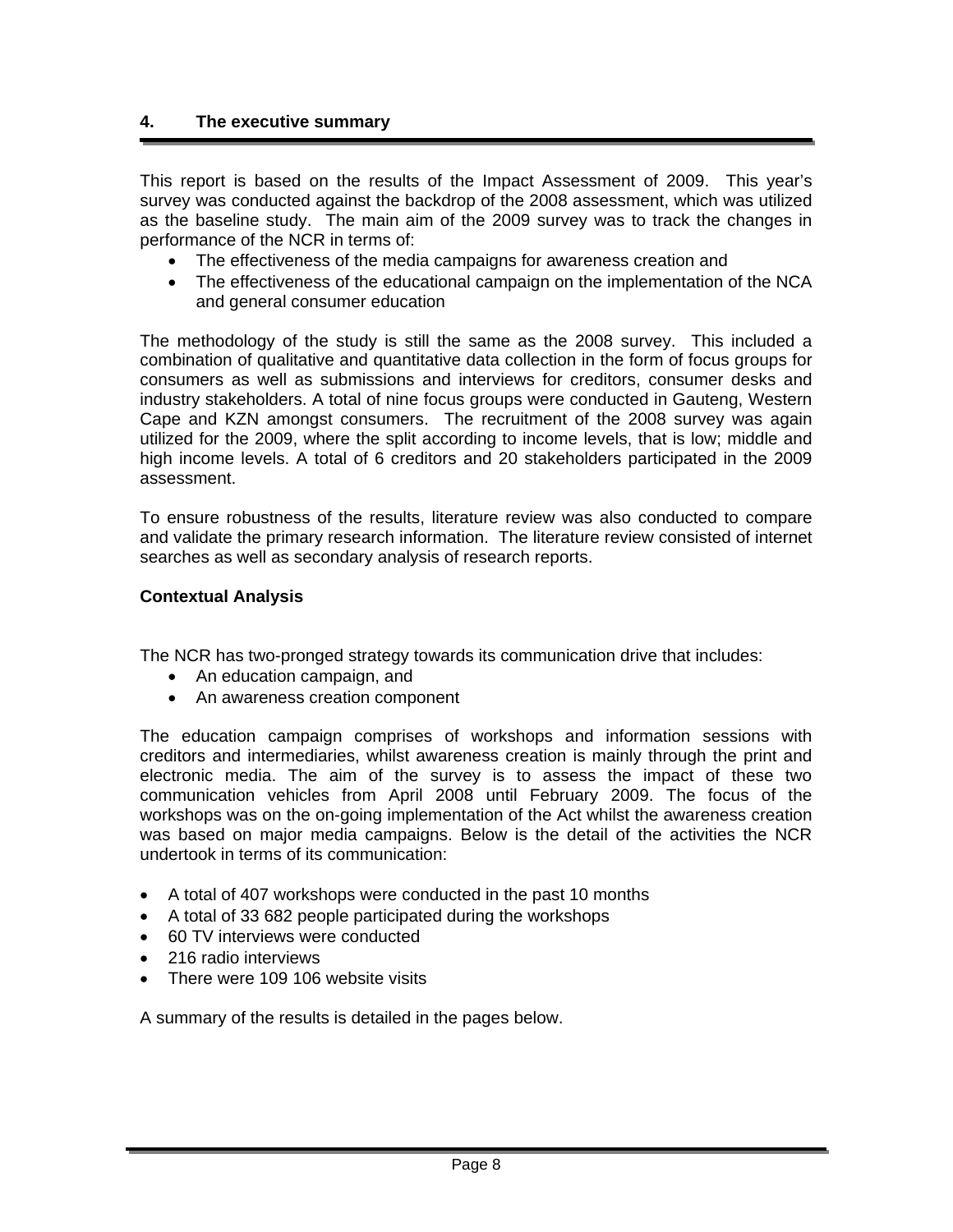## 4. The executive summary

This report is based on the results of the Impact Assessment of 2009. This year's survey was conducted against the backdrop of the 2008 assessment, which was utilized as the baseline study. The main aim of the 2009 survey was to track the changes in performance of the NCR in terms of:

- The effectiveness of the media campaigns for awareness creation and
- The effectiveness of the educational campaign on the implementation of the NCA and general consumer education

The methodology of the study is still the same as the 2008 survey. This included a combination of qualitative and quantitative data collection in the form of focus groups for consumers as well as submissions and interviews for creditors, consumer desks and industry stakeholders. A total of nine focus groups were conducted in Gauteng, Western Cape and KZN amongst consumers. The recruitment of the 2008 survey was again utilized for the 2009, where the split according to income levels, that is low; middle and high income levels. A total of 6 creditors and 20 stakeholders participated in the 2009 assessment.

To ensure robustness of the results, literature review was also conducted to compare and validate the primary research information. The literature review consisted of internet searches as well as secondary analysis of research reports.

**Contextual Analysis**

The NCR has two-pronged strategy towards its communication drive that includes:

- An education campaign, and
- An awareness creation component

The education campaign comprises of workshops and information sessions with creditors and intermediaries, whilst awareness creation is mainly through the print and electronic media. The aim of the survey is to assess the impact of these two communication vehicles from April 2008 until February 2009. The focus of the workshops was on the on-going implementation of the Act whilst the awareness creation was based on major media campaigns. Below is the detail of the activities the NCR undertook in terms of its communication:

- A total of 407 workshops were conducted in the past 10 months
- A total of 33 682 people participated during the workshops
- 60 TV interviews were conducted
- 216 radio interviews
- There were 109 106 website visits

A summary of the results is detailed in the pages below.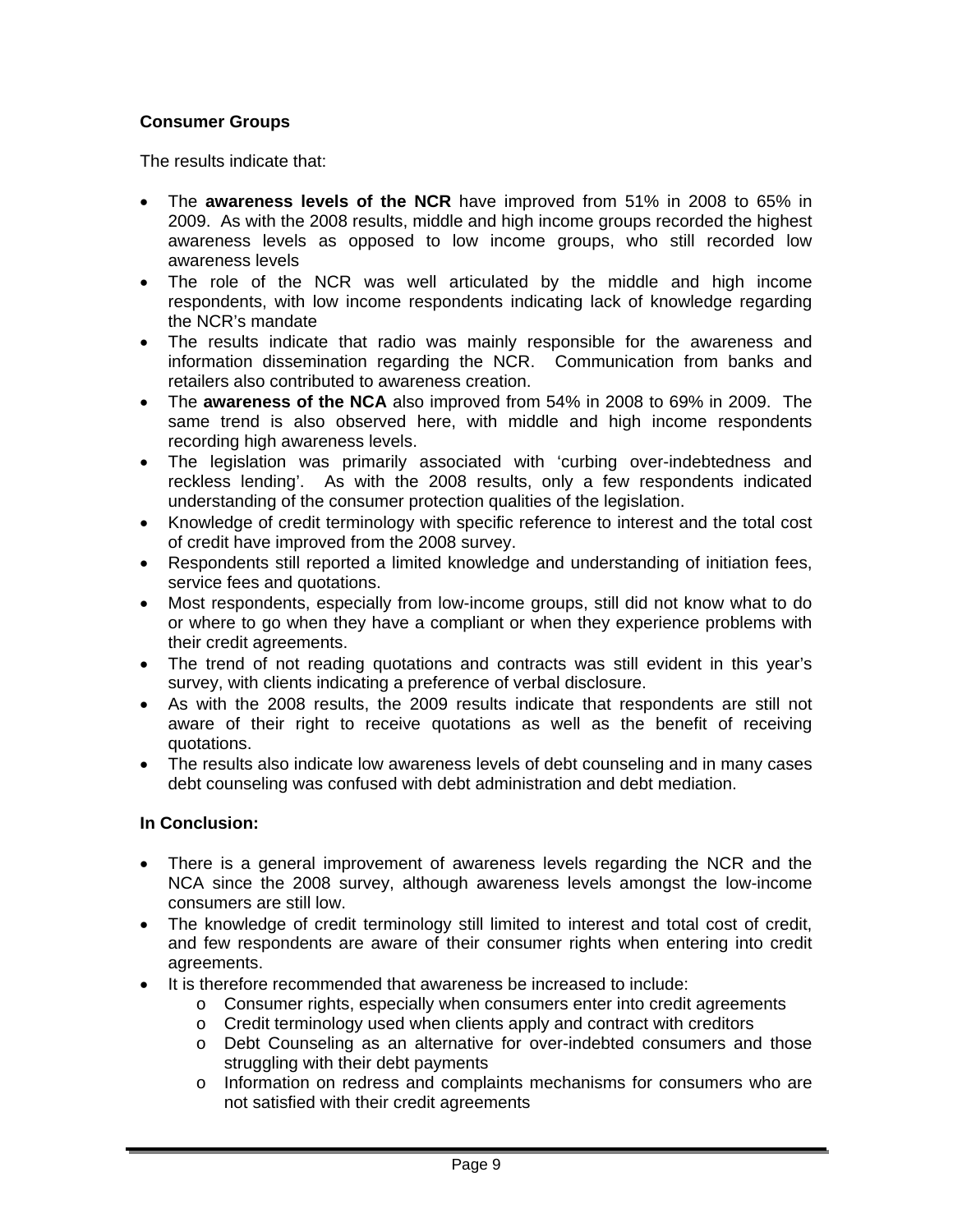**Consumer Groups**

The results indicate that:

- The **awareness levels of the NCR** have improved from 51% in 2008 to 65% in 2009. As with the 2008 results, middle and high income groups recorded the highest awareness levels as opposed to low income groups, who still recorded low awareness levels
- The role of the NCR was well articulated by the middle and high income respondents, with low income respondents indicating lack of knowledge regarding the NCR's mandate
- The results indicate that radio was mainly responsible for the awareness and information dissemination regarding the NCR. Communication from banks and retailers also contributed to awareness creation.
- The **awareness of the NCA** also improved from 54% in 2008 to 69% in 2009. The same trend is also observed here, with middle and high income respondents recording high awareness levels.
- The legislation was primarily associated with 'curbing over-indebtedness and reckless lending'. As with the 2008 results, only a few respondents indicated understanding of the consumer protection qualities of the legislation.
- Knowledge of credit terminology with specific reference to interest and the total cost of credit have improved from the 2008 survey.
- Respondents still reported a limited knowledge and understanding of initiation fees, service fees and quotations.
- Most respondents, especially from low-income groups, still did not know what to do or where to go when they have a compliant or when they experience problems with their credit agreements.
- The trend of not reading quotations and contracts was still evident in this year's survey, with clients indicating a preference of verbal disclosure.
- As with the 2008 results, the 2009 results indicate that respondents are still not aware of their right to receive quotations as well as the benefit of receiving quotations.
- The results also indicate low awareness levels of debt counseling and in many cases debt counseling was confused with debt administration and debt mediation.

**In Conclusion:**

- There is a general improvement of awareness levels regarding the NCR and the NCA since the 2008 survey, although awareness levels amongst the low-income consumers are still low.
- The knowledge of credit terminology still limited to interest and total cost of credit, and few respondents are aware of their consumer rights when entering into credit agreements.
- It is therefore recommended that awareness be increased to include:
  - Consumer rights, especially when consumers enter into credit agreements
  - Credit terminology used when clients apply and contract with creditors
  - Debt Counseling as an alternative for over-indebted consumers and those struggling with their debt payments
  - Information on redress and complaints mechanisms for consumers who are not satisfied with their credit agreements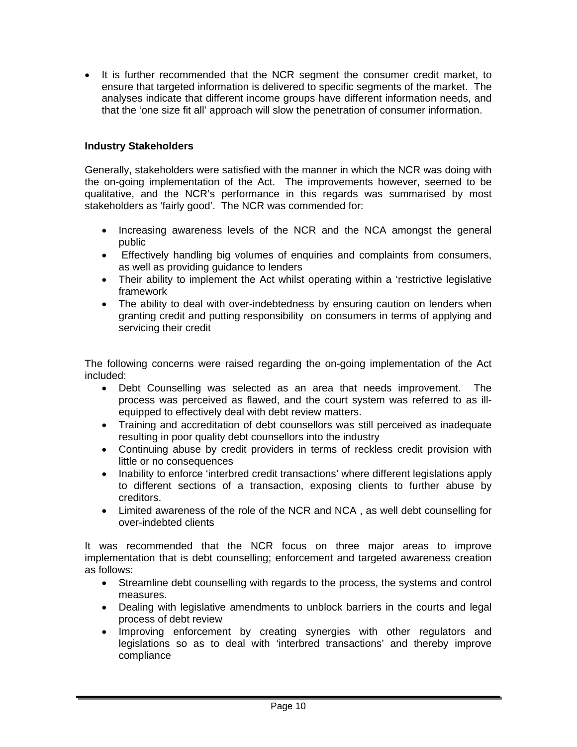- It is further recommended that the NCR segment the consumer credit market, to ensure that targeted information is delivered to specific segments of the market. The analyses indicate that different income groups have different information needs, and that the 'one size fit all' approach will slow the penetration of consumer information.

**Industry Stakeholders**

Generally, stakeholders were satisfied with the manner in which the NCR was doing with the on-going implementation of the Act. The improvements however, seemed to be qualitative, and the NCR's performance in this regards was summarised by most stakeholders as 'fairly good'. The NCR was commended for:

- Increasing awareness levels of the NCR and the NCA amongst the general public
- Effectively handling big volumes of enquiries and complaints from consumers, as well as providing guidance to lenders
- Their ability to implement the Act whilst operating within a 'restrictive legislative framework
- The ability to deal with over-indebtedness by ensuring caution on lenders when granting credit and putting responsibility on consumers in terms of applying and servicing their credit

The following concerns were raised regarding the on-going implementation of the Act included:

- Debt Counselling was selected as an area that needs improvement. The process was perceived as flawed, and the court system was referred to as ill-equipped to effectively deal with debt review matters.
- Training and accreditation of debt counsellors was still perceived as inadequate resulting in poor quality debt counsellors into the industry
- Continuing abuse by credit providers in terms of reckless credit provision with little or no consequences
- Inability to enforce 'interbred credit transactions' where different legislations apply to different sections of a transaction, exposing clients to further abuse by creditors.
- Limited awareness of the role of the NCR and NCA , as well debt counselling for over-indebted clients

It was recommended that the NCR focus on three major areas to improve implementation that is debt counselling; enforcement and targeted awareness creation as follows:

- Streamline debt counselling with regards to the process, the systems and control measures.
- Dealing with legislative amendments to unblock barriers in the courts and legal process of debt review
- Improving enforcement by creating synergies with other regulators and legislations so as to deal with 'interbred transactions' and thereby improve compliance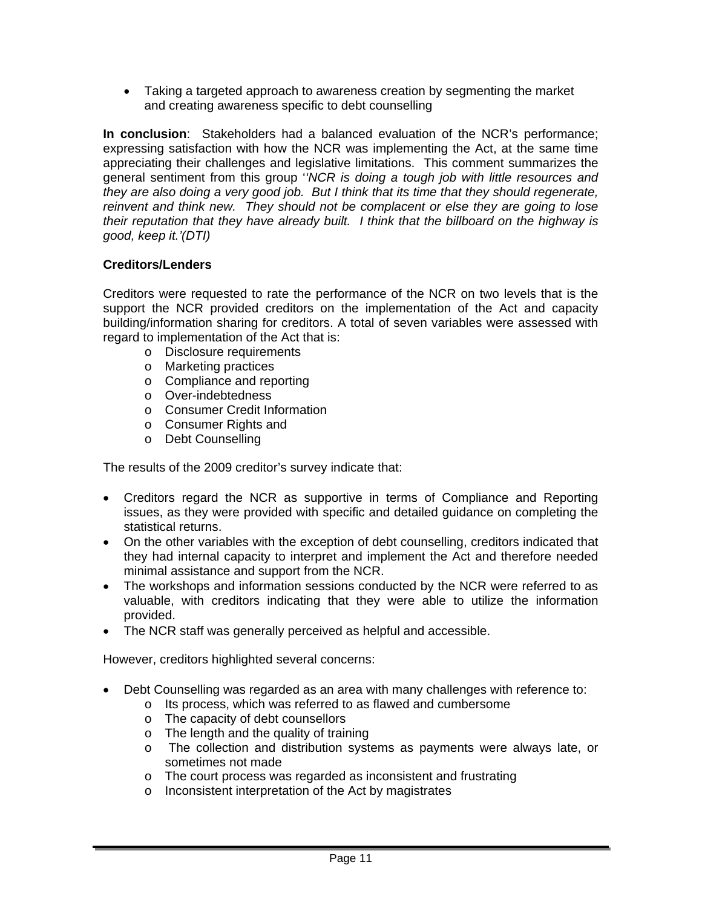- Taking a targeted approach to awareness creation by segmenting the market and creating awareness specific to debt counselling

**In conclusion**: Stakeholders had a balanced evaluation of the NCR's performance; expressing satisfaction with how the NCR was implementing the Act, at the same time appreciating their challenges and legislative limitations. This comment summarizes the general sentiment from this group *''NCR is doing a tough job with little resources and they are also doing a very good job. But I think that its time that they should regenerate, reinvent and think new. They should not be complacent or else they are going to lose their reputation that they have already built. I think that the billboard on the highway is good, keep it.'(DTI)*

**Creditors/Lenders**

Creditors were requested to rate the performance of the NCR on two levels that is the support the NCR provided creditors on the implementation of the Act and capacity building/information sharing for creditors. A total of seven variables were assessed with regard to implementation of the Act that is:

- Disclosure requirements
- Marketing practices
- Compliance and reporting
- Over-indebtedness
- Consumer Credit Information
- Consumer Rights and
- Debt Counselling

The results of the 2009 creditor's survey indicate that:

- Creditors regard the NCR as supportive in terms of Compliance and Reporting issues, as they were provided with specific and detailed guidance on completing the statistical returns.
- On the other variables with the exception of debt counselling, creditors indicated that they had internal capacity to interpret and implement the Act and therefore needed minimal assistance and support from the NCR.
- The workshops and information sessions conducted by the NCR were referred to as valuable, with creditors indicating that they were able to utilize the information provided.
- The NCR staff was generally perceived as helpful and accessible.

However, creditors highlighted several concerns:

- Debt Counselling was regarded as an area with many challenges with reference to:
  - Its process, which was referred to as flawed and cumbersome
  - The capacity of debt counsellors
  - The length and the quality of training
  - The collection and distribution systems as payments were always late, or sometimes not made
  - The court process was regarded as inconsistent and frustrating
  - Inconsistent interpretation of the Act by magistrates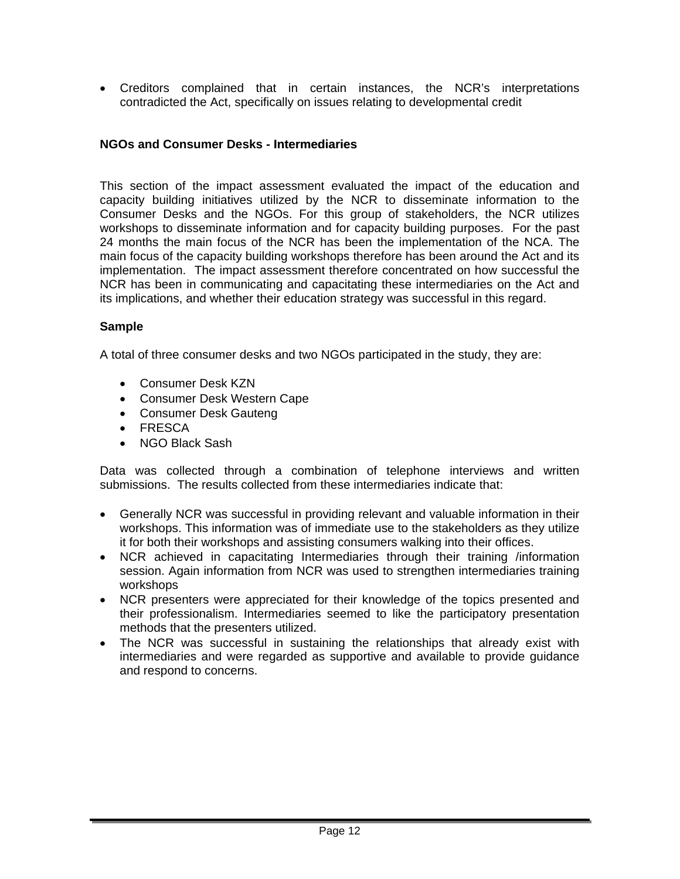- Creditors complained that in certain instances, the NCR's interpretations contradicted the Act, specifically on issues relating to developmental credit

**NGOs and Consumer Desks - Intermediaries**

This section of the impact assessment evaluated the impact of the education and capacity building initiatives utilized by the NCR to disseminate information to the Consumer Desks and the NGOs. For this group of stakeholders, the NCR utilizes workshops to disseminate information and for capacity building purposes. For the past 24 months the main focus of the NCR has been the implementation of the NCA. The main focus of the capacity building workshops therefore has been around the Act and its implementation. The impact assessment therefore concentrated on how successful the NCR has been in communicating and capacitating these intermediaries on the Act and its implications, and whether their education strategy was successful in this regard.

**Sample**

A total of three consumer desks and two NGOs participated in the study, they are:

- Consumer Desk KZN
- Consumer Desk Western Cape
- Consumer Desk Gauteng
- FRESCA
- NGO Black Sash

Data was collected through a combination of telephone interviews and written submissions. The results collected from these intermediaries indicate that:

- Generally NCR was successful in providing relevant and valuable information in their workshops. This information was of immediate use to the stakeholders as they utilize it for both their workshops and assisting consumers walking into their offices.
- NCR achieved in capacitating Intermediaries through their training /information session. Again information from NCR was used to strengthen intermediaries training workshops
- NCR presenters were appreciated for their knowledge of the topics presented and their professionalism. Intermediaries seemed to like the participatory presentation methods that the presenters utilized.
- The NCR was successful in sustaining the relationships that already exist with intermediaries and were regarded as supportive and available to provide guidance and respond to concerns.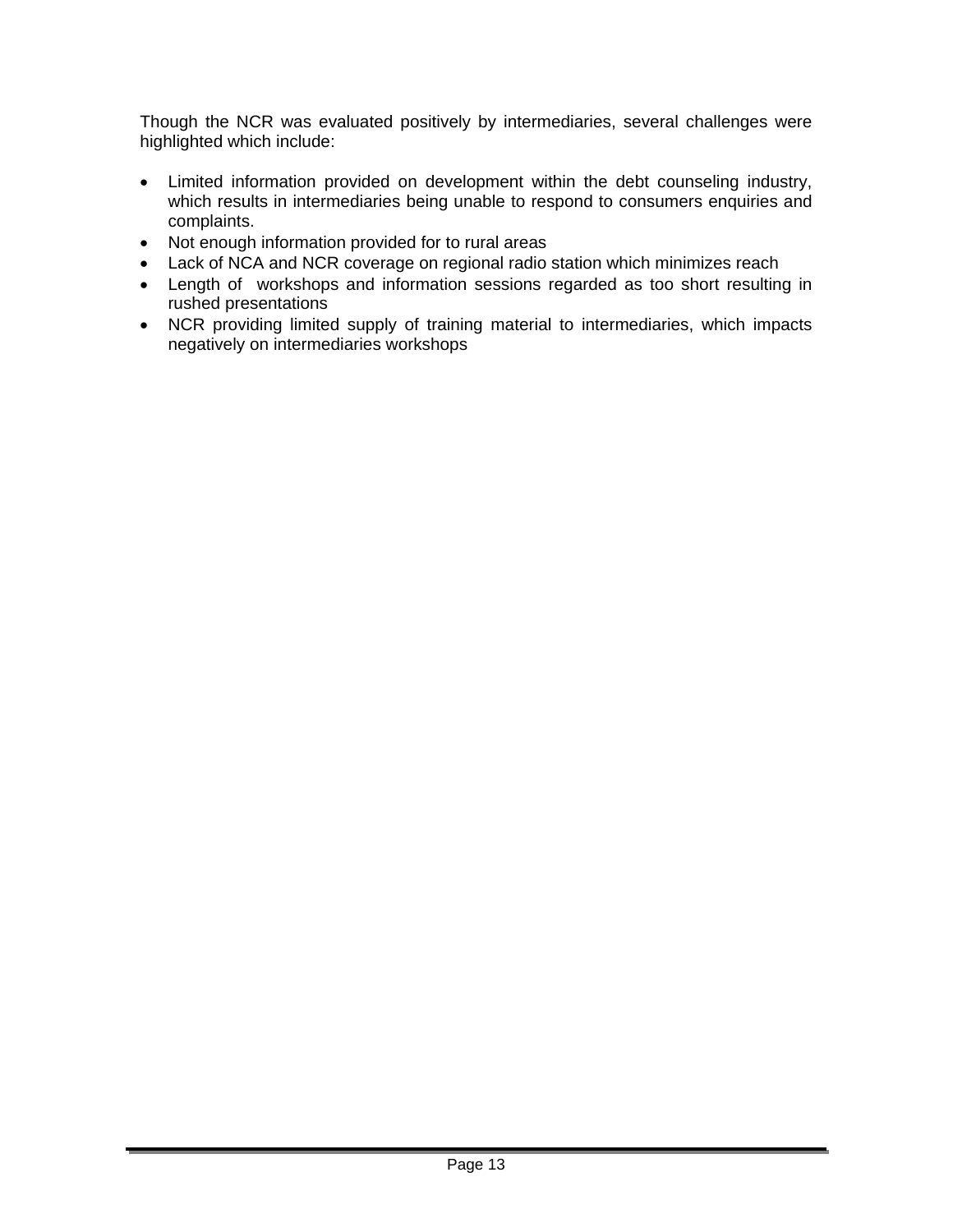Though the NCR was evaluated positively by intermediaries, several challenges were highlighted which include:

- Limited information provided on development within the debt counseling industry, which results in intermediaries being unable to respond to consumers enquiries and complaints.
- Not enough information provided for to rural areas
- Lack of NCA and NCR coverage on regional radio station which minimizes reach
- Length of workshops and information sessions regarded as too short resulting in rushed presentations
- NCR providing limited supply of training material to intermediaries, which impacts negatively on intermediaries workshops